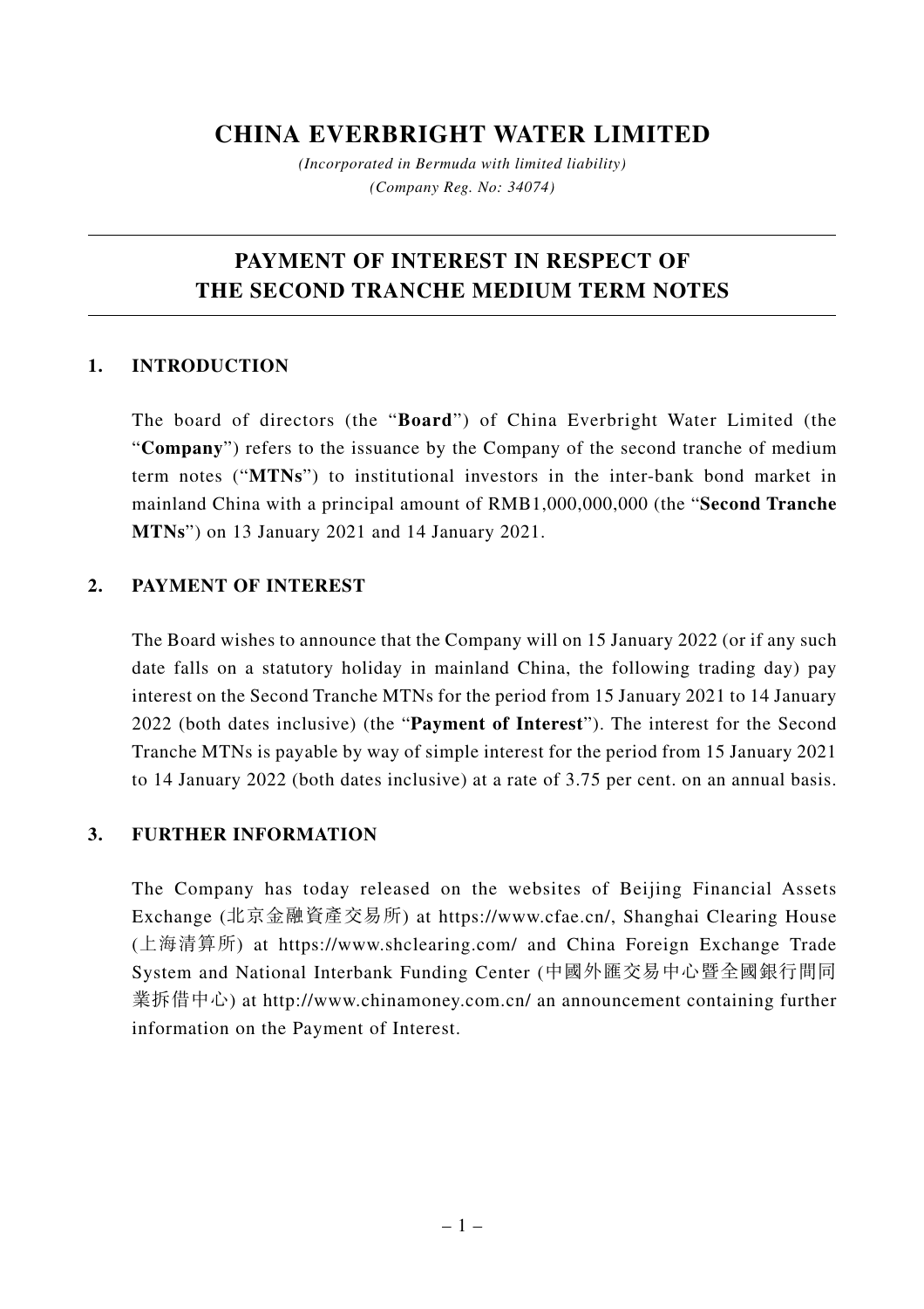# CHINA EVERBRIGHT WATER LIMITED

*(Incorporated in Bermuda with limited liability)*
*(Company Reg. No: 34074)*

## PAYMENT OF INTEREST IN RESPECT OF THE SECOND TRANCHE MEDIUM TERM NOTES

### 1. INTRODUCTION

The board of directors (the "**Board**") of China Everbright Water Limited (the "**Company**") refers to the issuance by the Company of the second tranche of medium term notes ("**MTNs**") to institutional investors in the inter-bank bond market in mainland China with a principal amount of RMB1,000,000,000 (the "**Second Tranche MTNs**") on 13 January 2021 and 14 January 2021.

### 2. PAYMENT OF INTEREST

The Board wishes to announce that the Company will on 15 January 2022 (or if any such date falls on a statutory holiday in mainland China, the following trading day) pay interest on the Second Tranche MTNs for the period from 15 January 2021 to 14 January 2022 (both dates inclusive) (the "**Payment of Interest**"). The interest for the Second Tranche MTNs is payable by way of simple interest for the period from 15 January 2021 to 14 January 2022 (both dates inclusive) at a rate of 3.75 per cent. on an annual basis.

### 3. FURTHER INFORMATION

The Company has today released on the websites of Beijing Financial Assets Exchange (北京金融資產交易所) at https://www.cfae.cn/, Shanghai Clearing House (上海清算所) at https://www.shclearing.com/ and China Foreign Exchange Trade System and National Interbank Funding Center (中國外匯交易中心暨全國銀行間同業拆借中心) at http://www.chinamoney.com.cn/ an announcement containing further information on the Payment of Interest.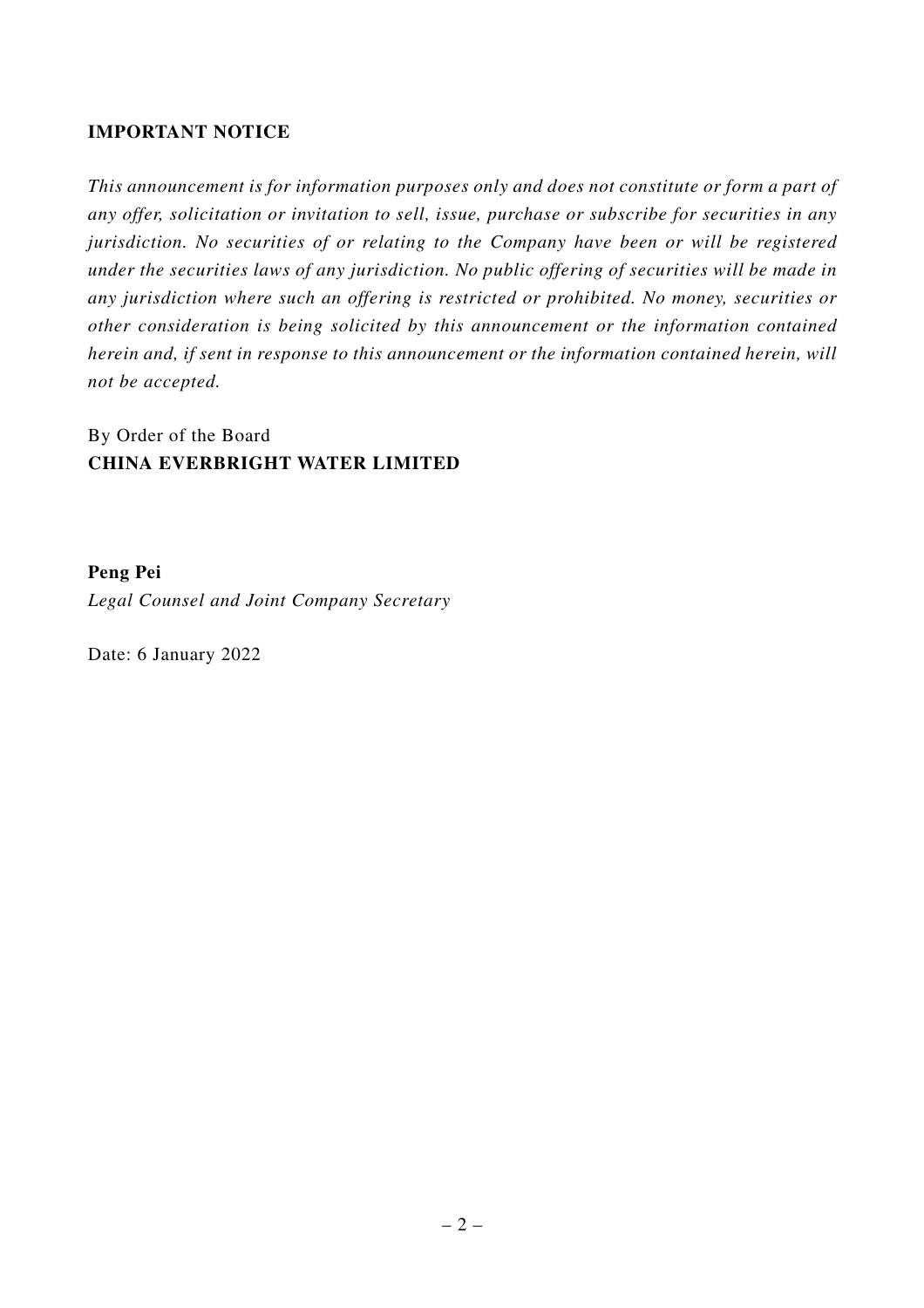**IMPORTANT NOTICE**

*This announcement is for information purposes only and does not constitute or form a part of any offer, solicitation or invitation to sell, issue, purchase or subscribe for securities in any jurisdiction. No securities of or relating to the Company have been or will be registered under the securities laws of any jurisdiction. No public offering of securities will be made in any jurisdiction where such an offering is restricted or prohibited. No money, securities or other consideration is being solicited by this announcement or the information contained herein and, if sent in response to this announcement or the information contained herein, will not be accepted.*

By Order of the Board
**CHINA EVERBRIGHT WATER LIMITED**

**Peng Pei**
*Legal Counsel and Joint Company Secretary*

Date: 6 January 2022